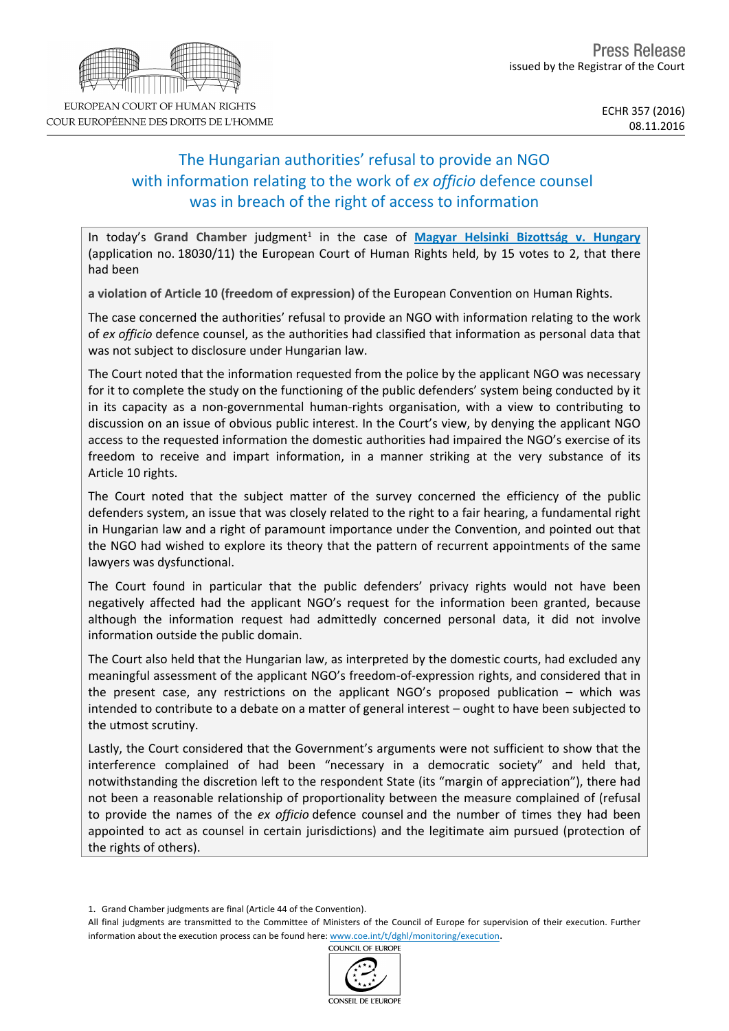EUROPEAN COURT OF HUMAN RIGHTS
COUR EUROPÉENNE DES DROITS DE L'HOMME

Press Release
issued by the Registrar of the Court

ECHR 357 (2016)
08.11.2016

# The Hungarian authorities' refusal to provide an NGO with information relating to the work of *ex officio* defence counsel was in breach of the right of access to information

In today's **Grand Chamber** judgment[1] in the case of **Magyar Helsinki Bizottság v. Hungary** (application no. 18030/11) the European Court of Human Rights held, by 15 votes to 2, that there had been

**a violation of Article 10 (freedom of expression)** of the European Convention on Human Rights.

The case concerned the authorities' refusal to provide an NGO with information relating to the work of *ex officio* defence counsel, as the authorities had classified that information as personal data that was not subject to disclosure under Hungarian law.

The Court noted that the information requested from the police by the applicant NGO was necessary for it to complete the study on the functioning of the public defenders' system being conducted by it in its capacity as a non-governmental human-rights organisation, with a view to contributing to discussion on an issue of obvious public interest. In the Court's view, by denying the applicant NGO access to the requested information the domestic authorities had impaired the NGO's exercise of its freedom to receive and impart information, in a manner striking at the very substance of its Article 10 rights.

The Court noted that the subject matter of the survey concerned the efficiency of the public defenders system, an issue that was closely related to the right to a fair hearing, a fundamental right in Hungarian law and a right of paramount importance under the Convention, and pointed out that the NGO had wished to explore its theory that the pattern of recurrent appointments of the same lawyers was dysfunctional.

The Court found in particular that the public defenders' privacy rights would not have been negatively affected had the applicant NGO's request for the information been granted, because although the information request had admittedly concerned personal data, it did not involve information outside the public domain.

The Court also held that the Hungarian law, as interpreted by the domestic courts, had excluded any meaningful assessment of the applicant NGO's freedom-of-expression rights, and considered that in the present case, any restrictions on the applicant NGO's proposed publication – which was intended to contribute to a debate on a matter of general interest – ought to have been subjected to the utmost scrutiny.

Lastly, the Court considered that the Government's arguments were not sufficient to show that the interference complained of had been "necessary in a democratic society" and held that, notwithstanding the discretion left to the respondent State (its "margin of appreciation"), there had not been a reasonable relationship of proportionality between the measure complained of (refusal to provide the names of the *ex officio* defence counsel and the number of times they had been appointed to act as counsel in certain jurisdictions) and the legitimate aim pursued (protection of the rights of others).

1. Grand Chamber judgments are final (Article 44 of the Convention).
All final judgments are transmitted to the Committee of Ministers of the Council of Europe for supervision of their execution. Further information about the execution process can be found here: www.coe.int/t/dghl/monitoring/execution.

COUNCIL OF EUROPE
CONSEIL DE L'EUROPE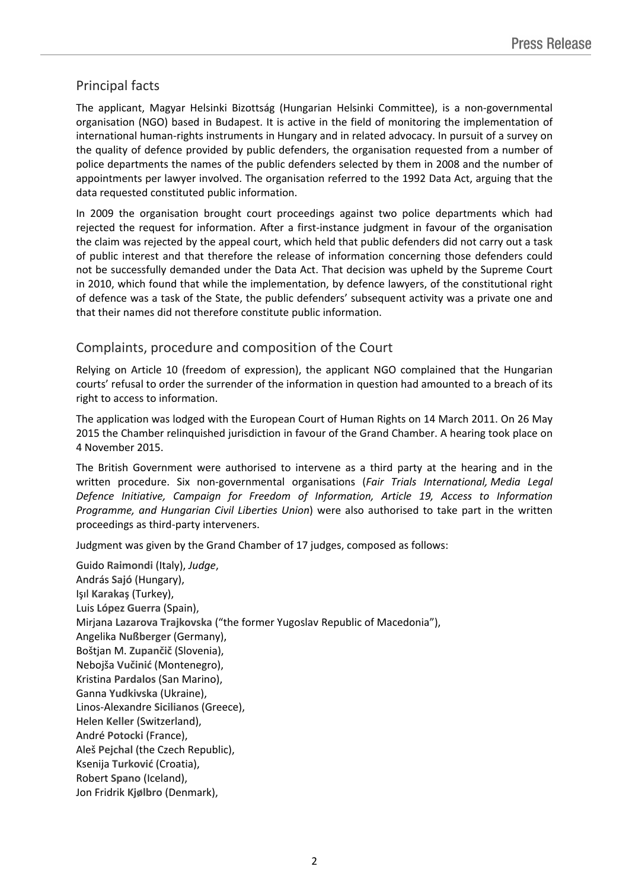## Principal facts

The applicant, Magyar Helsinki Bizottság (Hungarian Helsinki Committee), is a non-governmental organisation (NGO) based in Budapest. It is active in the field of monitoring the implementation of international human-rights instruments in Hungary and in related advocacy. In pursuit of a survey on the quality of defence provided by public defenders, the organisation requested from a number of police departments the names of the public defenders selected by them in 2008 and the number of appointments per lawyer involved. The organisation referred to the 1992 Data Act, arguing that the data requested constituted public information.

In 2009 the organisation brought court proceedings against two police departments which had rejected the request for information. After a first-instance judgment in favour of the organisation the claim was rejected by the appeal court, which held that public defenders did not carry out a task of public interest and that therefore the release of information concerning those defenders could not be successfully demanded under the Data Act. That decision was upheld by the Supreme Court in 2010, which found that while the implementation, by defence lawyers, of the constitutional right of defence was a task of the State, the public defenders' subsequent activity was a private one and that their names did not therefore constitute public information.

## Complaints, procedure and composition of the Court

Relying on Article 10 (freedom of expression), the applicant NGO complained that the Hungarian courts' refusal to order the surrender of the information in question had amounted to a breach of its right to access to information.

The application was lodged with the European Court of Human Rights on 14 March 2011. On 26 May 2015 the Chamber relinquished jurisdiction in favour of the Grand Chamber. A hearing took place on 4 November 2015.

The British Government were authorised to intervene as a third party at the hearing and in the written procedure. Six non-governmental organisations (*Fair Trials International, Media Legal Defence Initiative, Campaign for Freedom of Information, Article 19, Access to Information Programme, and Hungarian Civil Liberties Union*) were also authorised to take part in the written proceedings as third-party interveners.

Judgment was given by the Grand Chamber of 17 judges, composed as follows:

Guido **Raimondi** (Italy), *Judge*,
András **Sajó** (Hungary),
Işıl **Karakaş** (Turkey),
Luis **López Guerra** (Spain),
Mirjana **Lazarova Trajkovska** ("the former Yugoslav Republic of Macedonia"),
Angelika **Nußberger** (Germany),
Boštjan M. **Zupančič** (Slovenia),
Nebojša **Vučinić** (Montenegro),
Kristina **Pardalos** (San Marino),
Ganna **Yudkivska** (Ukraine),
Linos-Alexandre **Sicilianos** (Greece),
Helen **Keller** (Switzerland),
André **Potocki** (France),
Aleš **Pejchal** (the Czech Republic),
Ksenija **Turković** (Croatia),
Robert **Spano** (Iceland),
Jon Fridrik **Kjølbro** (Denmark),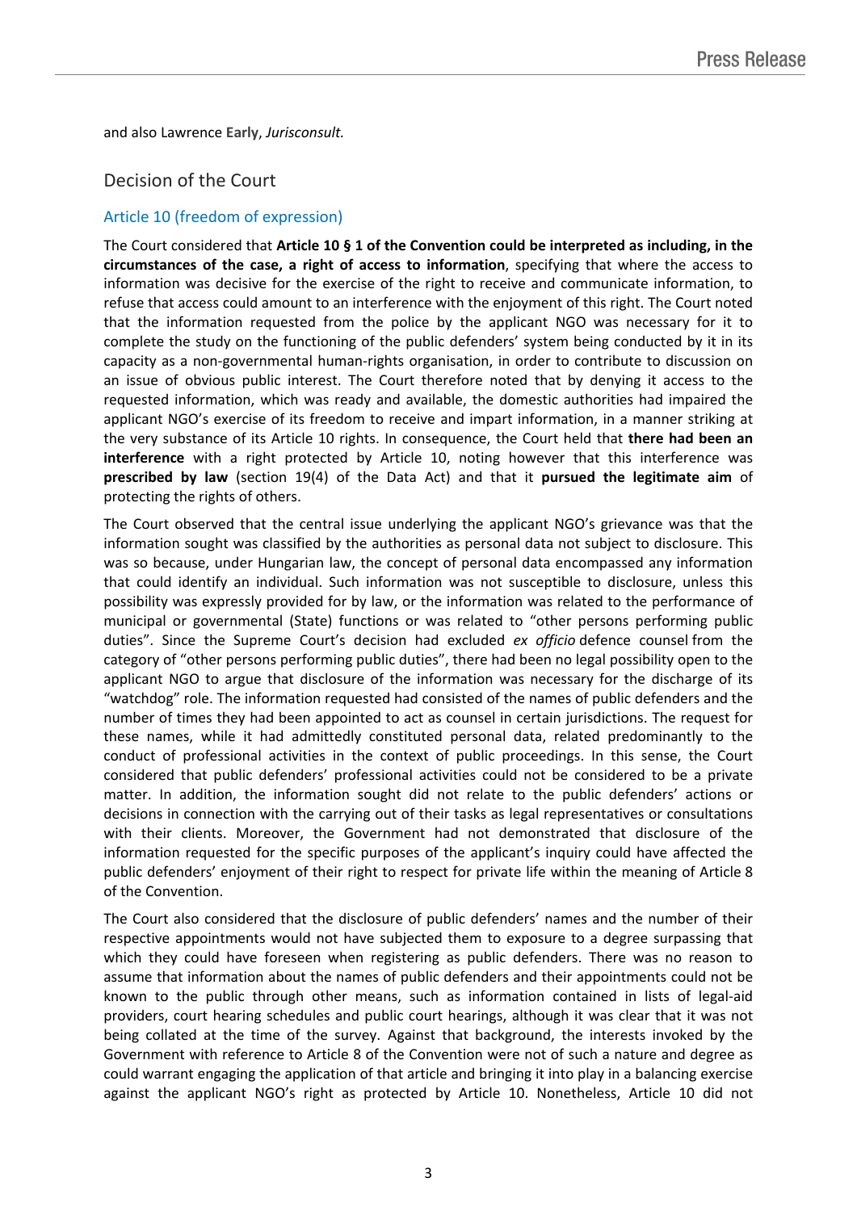and also Lawrence **Early**, *Jurisconsult.*

## Decision of the Court

### Article 10 (freedom of expression)

The Court considered that **Article 10 § 1 of the Convention could be interpreted as including, in the circumstances of the case, a right of access to information**, specifying that where the access to information was decisive for the exercise of the right to receive and communicate information, to refuse that access could amount to an interference with the enjoyment of this right. The Court noted that the information requested from the police by the applicant NGO was necessary for it to complete the study on the functioning of the public defenders' system being conducted by it in its capacity as a non-governmental human-rights organisation, in order to contribute to discussion on an issue of obvious public interest. The Court therefore noted that by denying it access to the requested information, which was ready and available, the domestic authorities had impaired the applicant NGO's exercise of its freedom to receive and impart information, in a manner striking at the very substance of its Article 10 rights. In consequence, the Court held that **there had been an interference** with a right protected by Article 10, noting however that this interference was **prescribed by law** (section 19(4) of the Data Act) and that it **pursued the legitimate aim** of protecting the rights of others.

The Court observed that the central issue underlying the applicant NGO's grievance was that the information sought was classified by the authorities as personal data not subject to disclosure. This was so because, under Hungarian law, the concept of personal data encompassed any information that could identify an individual. Such information was not susceptible to disclosure, unless this possibility was expressly provided for by law, or the information was related to the performance of municipal or governmental (State) functions or was related to "other persons performing public duties". Since the Supreme Court's decision had excluded *ex officio* defence counsel from the category of "other persons performing public duties", there had been no legal possibility open to the applicant NGO to argue that disclosure of the information was necessary for the discharge of its "watchdog" role. The information requested had consisted of the names of public defenders and the number of times they had been appointed to act as counsel in certain jurisdictions. The request for these names, while it had admittedly constituted personal data, related predominantly to the conduct of professional activities in the context of public proceedings. In this sense, the Court considered that public defenders' professional activities could not be considered to be a private matter. In addition, the information sought did not relate to the public defenders' actions or decisions in connection with the carrying out of their tasks as legal representatives or consultations with their clients. Moreover, the Government had not demonstrated that disclosure of the information requested for the specific purposes of the applicant's inquiry could have affected the public defenders' enjoyment of their right to respect for private life within the meaning of Article 8 of the Convention.

The Court also considered that the disclosure of public defenders' names and the number of their respective appointments would not have subjected them to exposure to a degree surpassing that which they could have foreseen when registering as public defenders. There was no reason to assume that information about the names of public defenders and their appointments could not be known to the public through other means, such as information contained in lists of legal-aid providers, court hearing schedules and public court hearings, although it was clear that it was not being collated at the time of the survey. Against that background, the interests invoked by the Government with reference to Article 8 of the Convention were not of such a nature and degree as could warrant engaging the application of that article and bringing it into play in a balancing exercise against the applicant NGO's right as protected by Article 10. Nonetheless, Article 10 did not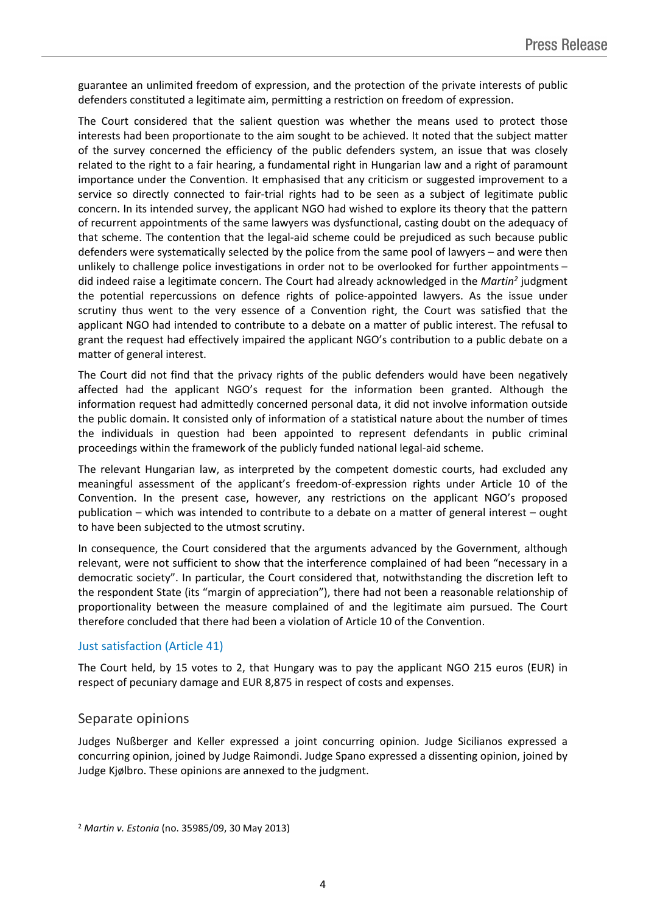guarantee an unlimited freedom of expression, and the protection of the private interests of public defenders constituted a legitimate aim, permitting a restriction on freedom of expression.

The Court considered that the salient question was whether the means used to protect those interests had been proportionate to the aim sought to be achieved. It noted that the subject matter of the survey concerned the efficiency of the public defenders system, an issue that was closely related to the right to a fair hearing, a fundamental right in Hungarian law and a right of paramount importance under the Convention. It emphasised that any criticism or suggested improvement to a service so directly connected to fair-trial rights had to be seen as a subject of legitimate public concern. In its intended survey, the applicant NGO had wished to explore its theory that the pattern of recurrent appointments of the same lawyers was dysfunctional, casting doubt on the adequacy of that scheme. The contention that the legal-aid scheme could be prejudiced as such because public defenders were systematically selected by the police from the same pool of lawyers – and were then unlikely to challenge police investigations in order not to be overlooked for further appointments – did indeed raise a legitimate concern. The Court had already acknowledged in the *Martin*[2] judgment the potential repercussions on defence rights of police-appointed lawyers. As the issue under scrutiny thus went to the very essence of a Convention right, the Court was satisfied that the applicant NGO had intended to contribute to a debate on a matter of public interest. The refusal to grant the request had effectively impaired the applicant NGO's contribution to a public debate on a matter of general interest.

The Court did not find that the privacy rights of the public defenders would have been negatively affected had the applicant NGO's request for the information been granted. Although the information request had admittedly concerned personal data, it did not involve information outside the public domain. It consisted only of information of a statistical nature about the number of times the individuals in question had been appointed to represent defendants in public criminal proceedings within the framework of the publicly funded national legal-aid scheme.

The relevant Hungarian law, as interpreted by the competent domestic courts, had excluded any meaningful assessment of the applicant's freedom-of-expression rights under Article 10 of the Convention. In the present case, however, any restrictions on the applicant NGO's proposed publication – which was intended to contribute to a debate on a matter of general interest – ought to have been subjected to the utmost scrutiny.

In consequence, the Court considered that the arguments advanced by the Government, although relevant, were not sufficient to show that the interference complained of had been "necessary in a democratic society". In particular, the Court considered that, notwithstanding the discretion left to the respondent State (its "margin of appreciation"), there had not been a reasonable relationship of proportionality between the measure complained of and the legitimate aim pursued. The Court therefore concluded that there had been a violation of Article 10 of the Convention.

### Just satisfaction (Article 41)

The Court held, by 15 votes to 2, that Hungary was to pay the applicant NGO 215 euros (EUR) in respect of pecuniary damage and EUR 8,875 in respect of costs and expenses.

## Separate opinions

Judges Nußberger and Keller expressed a joint concurring opinion. Judge Sicilianos expressed a concurring opinion, joined by Judge Raimondi. Judge Spano expressed a dissenting opinion, joined by Judge Kjølbro. These opinions are annexed to the judgment.

[2] *Martin v. Estonia* (no. 35985/09, 30 May 2013)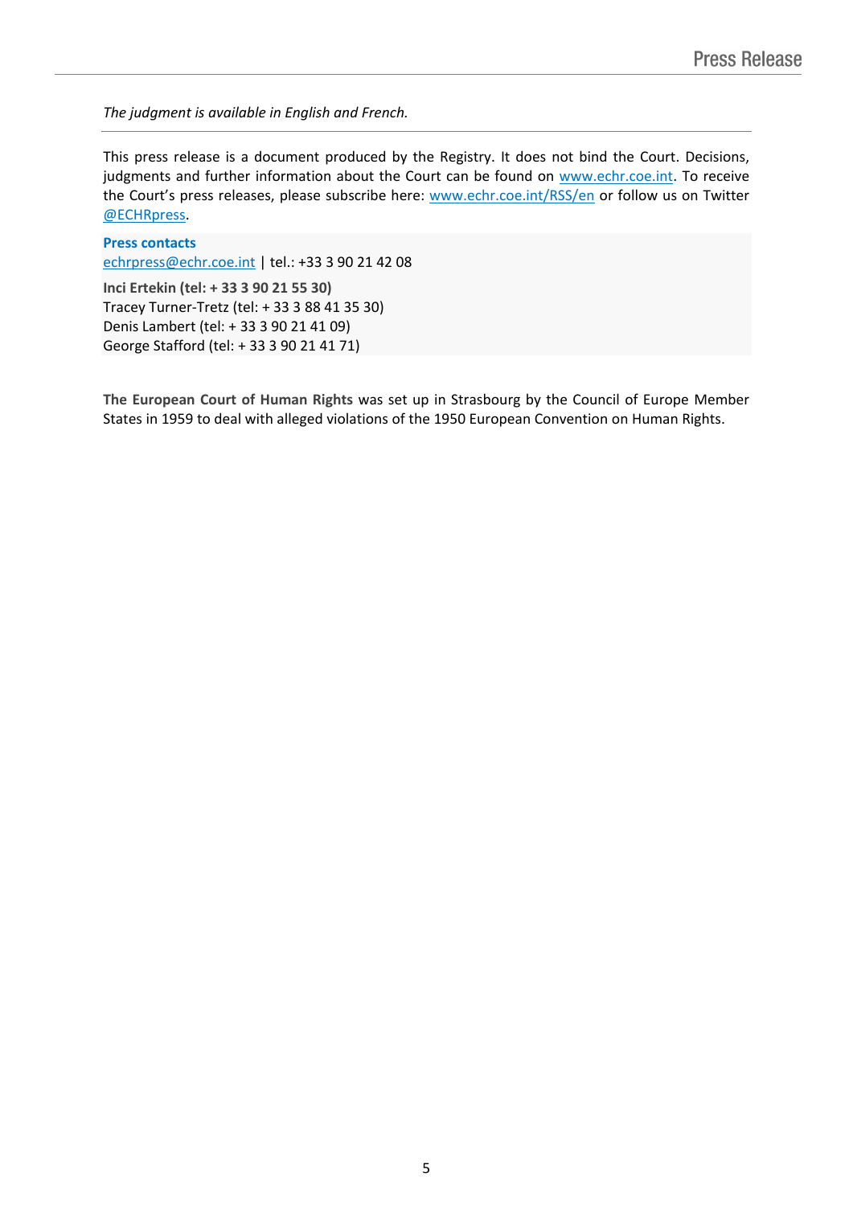*The judgment is available in English and French.*

---

This press release is a document produced by the Registry. It does not bind the Court. Decisions, judgments and further information about the Court can be found on www.echr.coe.int. To receive the Court's press releases, please subscribe here: www.echr.coe.int/RSS/en or follow us on Twitter @ECHRpress.

**Press contacts**
echrpress@echr.coe.int | tel.: +33 3 90 21 42 08

**Inci Ertekin (tel: + 33 3 90 21 55 30)**
Tracey Turner-Tretz (tel: + 33 3 88 41 35 30)
Denis Lambert (tel: + 33 3 90 21 41 09)
George Stafford (tel: + 33 3 90 21 41 71)

**The European Court of Human Rights** was set up in Strasbourg by the Council of Europe Member States in 1959 to deal with alleged violations of the 1950 European Convention on Human Rights.